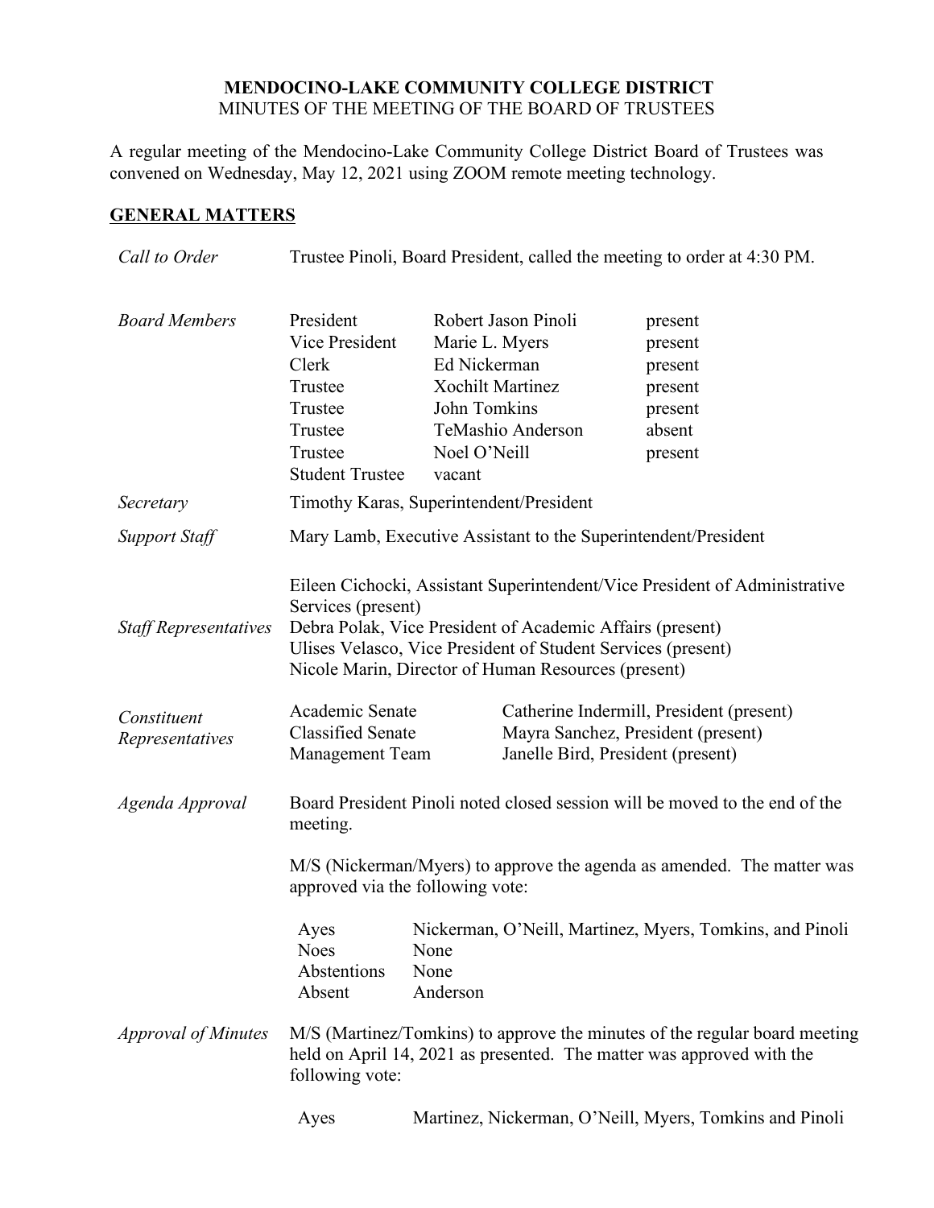# MENDOCINO-LAKE COMMUNITY COLLEGE DISTRICT

MINUTES OF THE MEETING OF THE BOARD OF TRUSTEES

A regular meeting of the Mendocino-Lake Community College District Board of Trustees was convened on Wednesday, May 12, 2021 using ZOOM remote meeting technology.

## GENERAL MATTERS

*Call to Order*

Trustee Pinoli, Board President, called the meeting to order at 4:30 PM.

*Board Members*

| | | |
|---|---|---|
| President | Robert Jason Pinoli | present |
| Vice President | Marie L. Myers | present |
| Clerk | Ed Nickerman | present |
| Trustee | Xochilt Martinez | present |
| Trustee | John Tomkins | present |
| Trustee | TeMashio Anderson | absent |
| Trustee | Noel O'Neill | present |
| Student Trustee | vacant | |

*Secretary*

Timothy Karas, Superintendent/President

*Support Staff*

Mary Lamb, Executive Assistant to the Superintendent/President

*Staff Representatives*

Eileen Cichocki, Assistant Superintendent/Vice President of Administrative Services (present)
Debra Polak, Vice President of Academic Affairs (present)
Ulises Velasco, Vice President of Student Services (present)
Nicole Marin, Director of Human Resources (present)

*Constituent Representatives*

| | |
|---|---|
| Academic Senate | Catherine Indermill, President (present) |
| Classified Senate | Mayra Sanchez, President (present) |
| Management Team | Janelle Bird, President (present) |

*Agenda Approval*

Board President Pinoli noted closed session will be moved to the end of the meeting.

M/S (Nickerman/Myers) to approve the agenda as amended. The matter was approved via the following vote:

| | |
|---|---|
| Ayes | Nickerman, O'Neill, Martinez, Myers, Tomkins, and Pinoli |
| Noes | None |
| Abstentions | None |
| Absent | Anderson |

*Approval of Minutes*

M/S (Martinez/Tomkins) to approve the minutes of the regular board meeting held on April 14, 2021 as presented. The matter was approved with the following vote:

| | |
|---|---|
| Ayes | Martinez, Nickerman, O'Neill, Myers, Tomkins and Pinoli |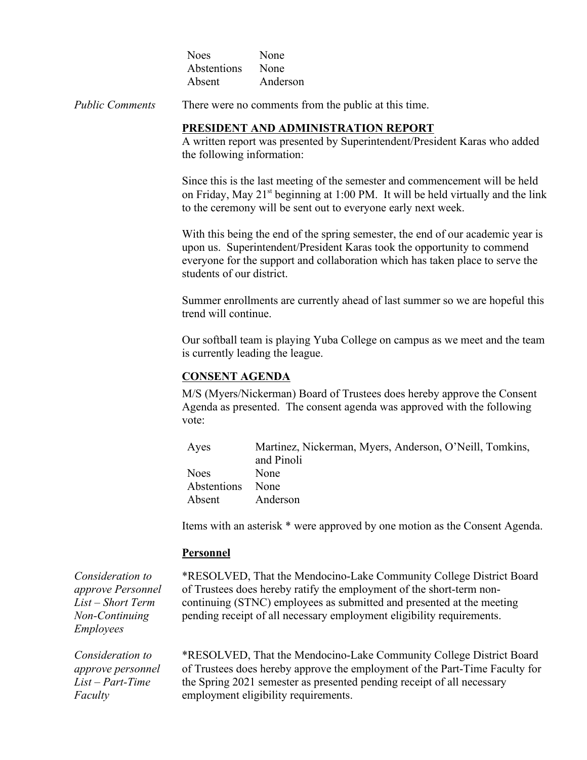| | |
|---|---|
| Noes | None |
| Abstentions | None |
| Absent | Anderson |

*Public Comments*

There were no comments from the public at this time.

## PRESIDENT AND ADMINISTRATION REPORT

A written report was presented by Superintendent/President Karas who added the following information:

Since this is the last meeting of the semester and commencement will be held on Friday, May 21st beginning at 1:00 PM. It will be held virtually and the link to the ceremony will be sent out to everyone early next week.

With this being the end of the spring semester, the end of our academic year is upon us. Superintendent/President Karas took the opportunity to commend everyone for the support and collaboration which has taken place to serve the students of our district.

Summer enrollments are currently ahead of last summer so we are hopeful this trend will continue.

Our softball team is playing Yuba College on campus as we meet and the team is currently leading the league.

## CONSENT AGENDA

M/S (Myers/Nickerman) Board of Trustees does hereby approve the Consent Agenda as presented. The consent agenda was approved with the following vote:

| | |
|---|---|
| Ayes | Martinez, Nickerman, Myers, Anderson, O'Neill, Tomkins, and Pinoli |
| Noes | None |
| Abstentions | None |
| Absent | Anderson |

Items with an asterisk * were approved by one motion as the Consent Agenda.

### Personnel

*Consideration to approve Personnel List – Short Term Non-Continuing Employees*

*RESOLVED, That the Mendocino-Lake Community College District Board of Trustees does hereby ratify the employment of the short-term non-continuing (STNC) employees as submitted and presented at the meeting pending receipt of all necessary employment eligibility requirements.

*Consideration to approve personnel List – Part-Time Faculty*

*RESOLVED, That the Mendocino-Lake Community College District Board of Trustees does hereby approve the employment of the Part-Time Faculty for the Spring 2021 semester as presented pending receipt of all necessary employment eligibility requirements.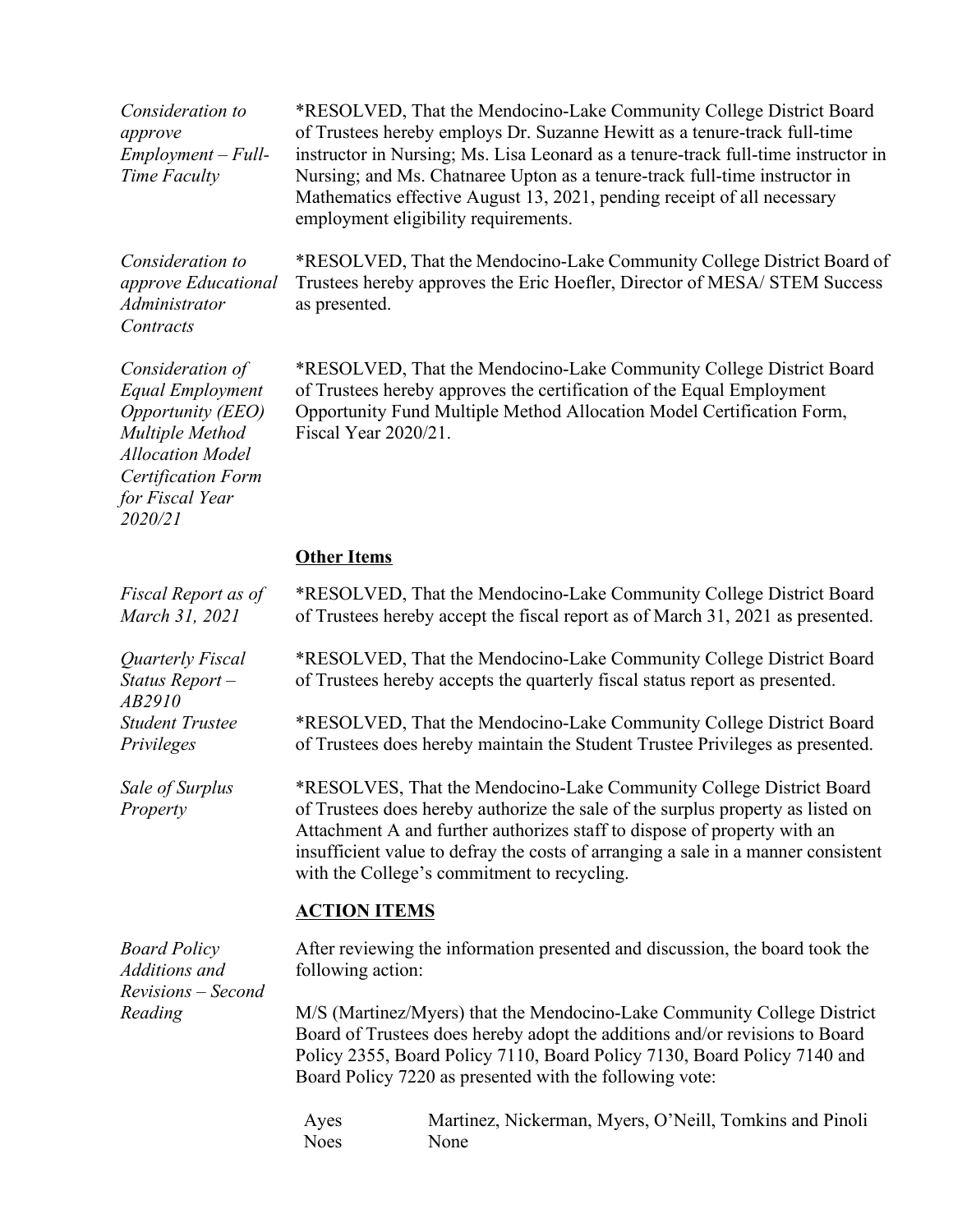*Consideration to approve Employment – Full-Time Faculty*

*RESOLVED, That the Mendocino-Lake Community College District Board of Trustees hereby employs Dr. Suzanne Hewitt as a tenure-track full-time instructor in Nursing; Ms. Lisa Leonard as a tenure-track full-time instructor in Nursing; and Ms. Chatnaree Upton as a tenure-track full-time instructor in Mathematics effective August 13, 2021, pending receipt of all necessary employment eligibility requirements.

*Consideration to approve Educational Administrator Contracts*

*RESOLVED, That the Mendocino-Lake Community College District Board of Trustees hereby approves the Eric Hoefler, Director of MESA/ STEM Success as presented.

*Consideration of Equal Employment Opportunity (EEO) Multiple Method Allocation Model Certification Form for Fiscal Year 2020/21*

*RESOLVED, That the Mendocino-Lake Community College District Board of Trustees hereby approves the certification of the Equal Employment Opportunity Fund Multiple Method Allocation Model Certification Form, Fiscal Year 2020/21.

**Other Items**

*Fiscal Report as of March 31, 2021*

*RESOLVED, That the Mendocino-Lake Community College District Board of Trustees hereby accept the fiscal report as of March 31, 2021 as presented.

*Quarterly Fiscal Status Report – AB2910*

*RESOLVED, That the Mendocino-Lake Community College District Board of Trustees hereby accepts the quarterly fiscal status report as presented.

*Student Trustee Privileges*

*RESOLVED, That the Mendocino-Lake Community College District Board of Trustees does hereby maintain the Student Trustee Privileges as presented.

*Sale of Surplus Property*

*RESOLVES, That the Mendocino-Lake Community College District Board of Trustees does hereby authorize the sale of the surplus property as listed on Attachment A and further authorizes staff to dispose of property with an insufficient value to defray the costs of arranging a sale in a manner consistent with the College's commitment to recycling.

**ACTION ITEMS**

*Board Policy Additions and Revisions – Second Reading*

After reviewing the information presented and discussion, the board took the following action:

M/S (Martinez/Myers) that the Mendocino-Lake Community College District Board of Trustees does hereby adopt the additions and/or revisions to Board Policy 2355, Board Policy 7110, Board Policy 7130, Board Policy 7140 and Board Policy 7220 as presented with the following vote:

| | |
|---|---|
| Ayes | Martinez, Nickerman, Myers, O'Neill, Tomkins and Pinoli |
| Noes | None |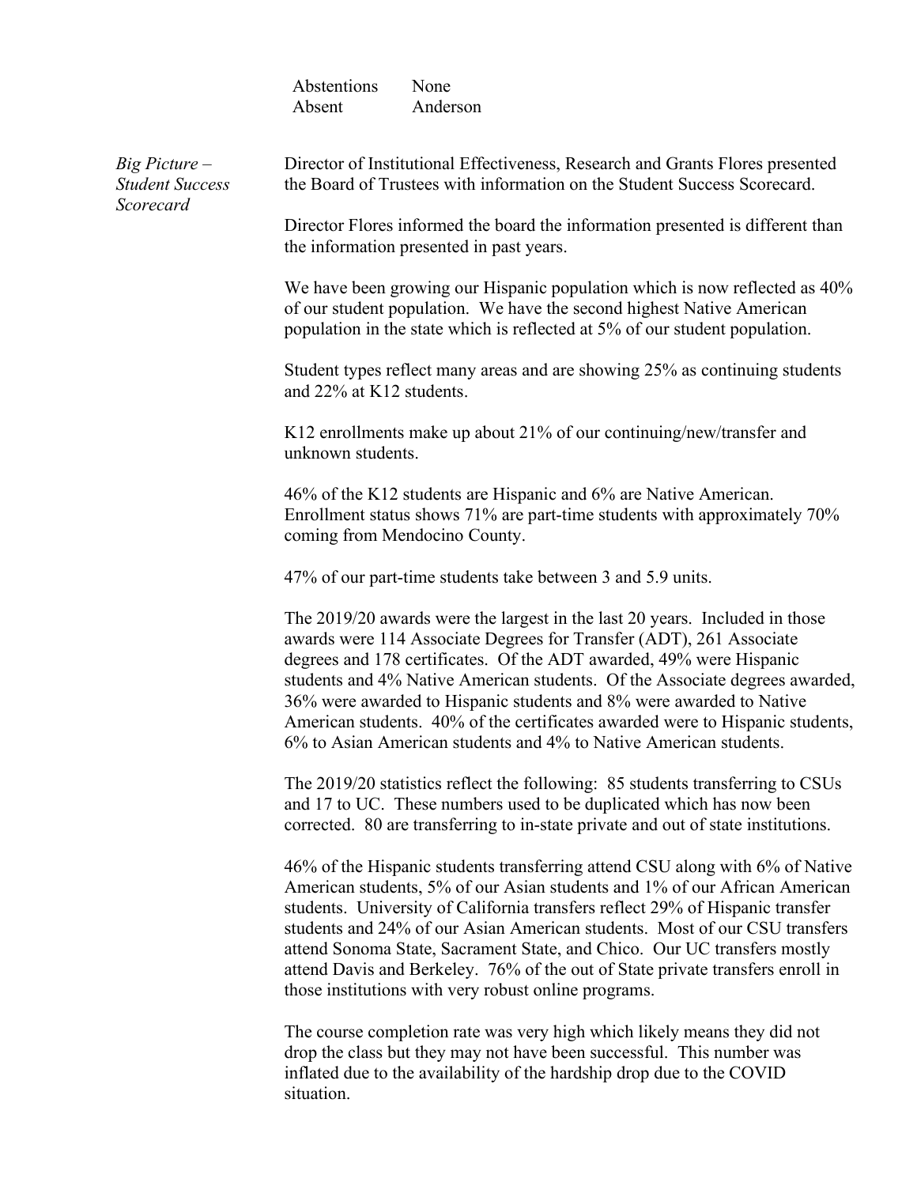| | |
|---|---|
| Abstentions | None |
| Absent | Anderson |

*Big Picture – Student Success Scorecard*

Director of Institutional Effectiveness, Research and Grants Flores presented the Board of Trustees with information on the Student Success Scorecard.

Director Flores informed the board the information presented is different than the information presented in past years.

We have been growing our Hispanic population which is now reflected as 40% of our student population. We have the second highest Native American population in the state which is reflected at 5% of our student population.

Student types reflect many areas and are showing 25% as continuing students and 22% at K12 students.

K12 enrollments make up about 21% of our continuing/new/transfer and unknown students.

46% of the K12 students are Hispanic and 6% are Native American. Enrollment status shows 71% are part-time students with approximately 70% coming from Mendocino County.

47% of our part-time students take between 3 and 5.9 units.

The 2019/20 awards were the largest in the last 20 years. Included in those awards were 114 Associate Degrees for Transfer (ADT), 261 Associate degrees and 178 certificates. Of the ADT awarded, 49% were Hispanic students and 4% Native American students. Of the Associate degrees awarded, 36% were awarded to Hispanic students and 8% were awarded to Native American students. 40% of the certificates awarded were to Hispanic students, 6% to Asian American students and 4% to Native American students.

The 2019/20 statistics reflect the following: 85 students transferring to CSUs and 17 to UC. These numbers used to be duplicated which has now been corrected. 80 are transferring to in-state private and out of state institutions.

46% of the Hispanic students transferring attend CSU along with 6% of Native American students, 5% of our Asian students and 1% of our African American students. University of California transfers reflect 29% of Hispanic transfer students and 24% of our Asian American students. Most of our CSU transfers attend Sonoma State, Sacrament State, and Chico. Our UC transfers mostly attend Davis and Berkeley. 76% of the out of State private transfers enroll in those institutions with very robust online programs.

The course completion rate was very high which likely means they did not drop the class but they may not have been successful. This number was inflated due to the availability of the hardship drop due to the COVID situation.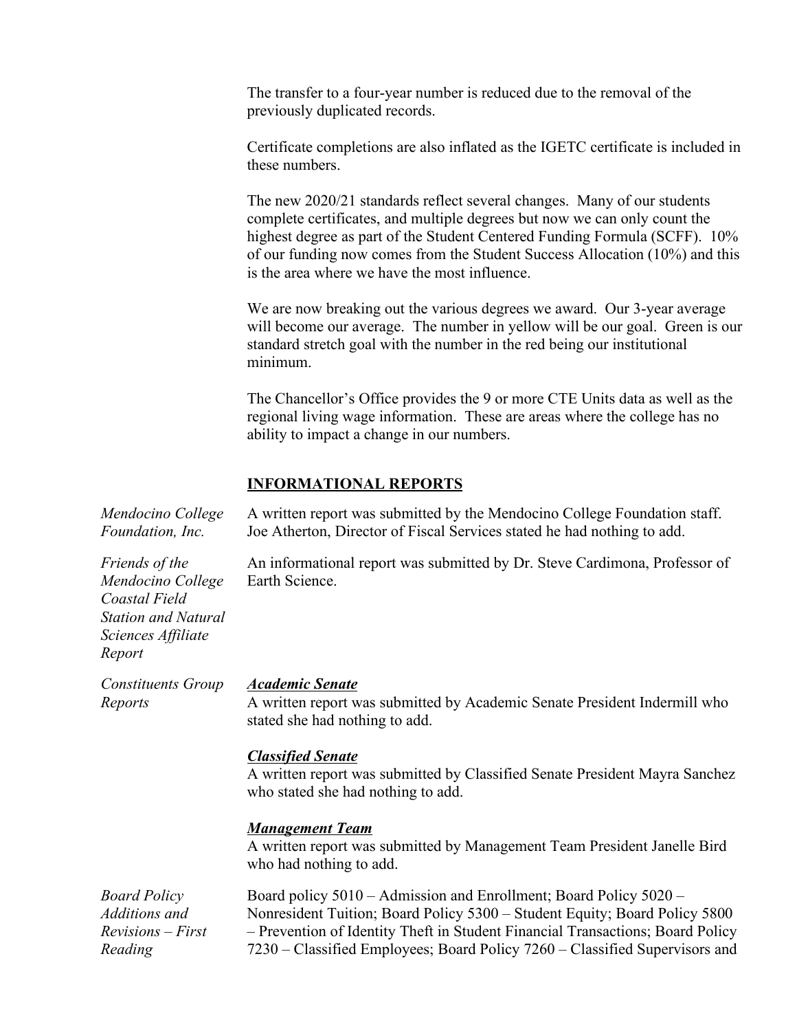The transfer to a four-year number is reduced due to the removal of the previously duplicated records.

Certificate completions are also inflated as the IGETC certificate is included in these numbers.

The new 2020/21 standards reflect several changes. Many of our students complete certificates, and multiple degrees but now we can only count the highest degree as part of the Student Centered Funding Formula (SCFF). 10% of our funding now comes from the Student Success Allocation (10%) and this is the area where we have the most influence.

We are now breaking out the various degrees we award. Our 3-year average will become our average. The number in yellow will be our goal. Green is our standard stretch goal with the number in the red being our institutional minimum.

The Chancellor's Office provides the 9 or more CTE Units data as well as the regional living wage information. These are areas where the college has no ability to impact a change in our numbers.

## INFORMATIONAL REPORTS

*Mendocino College Foundation, Inc.*

A written report was submitted by the Mendocino College Foundation staff. Joe Atherton, Director of Fiscal Services stated he had nothing to add.

*Friends of the Mendocino College Coastal Field Station and Natural Sciences Affiliate Report*

An informational report was submitted by Dr. Steve Cardimona, Professor of Earth Science.

*Constituents Group Reports*

***Academic Senate***
A written report was submitted by Academic Senate President Indermill who stated she had nothing to add.

***Classified Senate***
A written report was submitted by Classified Senate President Mayra Sanchez who stated she had nothing to add.

***Management Team***
A written report was submitted by Management Team President Janelle Bird who had nothing to add.

*Board Policy Additions and Revisions – First Reading*

Board policy 5010 – Admission and Enrollment; Board Policy 5020 – Nonresident Tuition; Board Policy 5300 – Student Equity; Board Policy 5800 – Prevention of Identity Theft in Student Financial Transactions; Board Policy 7230 – Classified Employees; Board Policy 7260 – Classified Supervisors and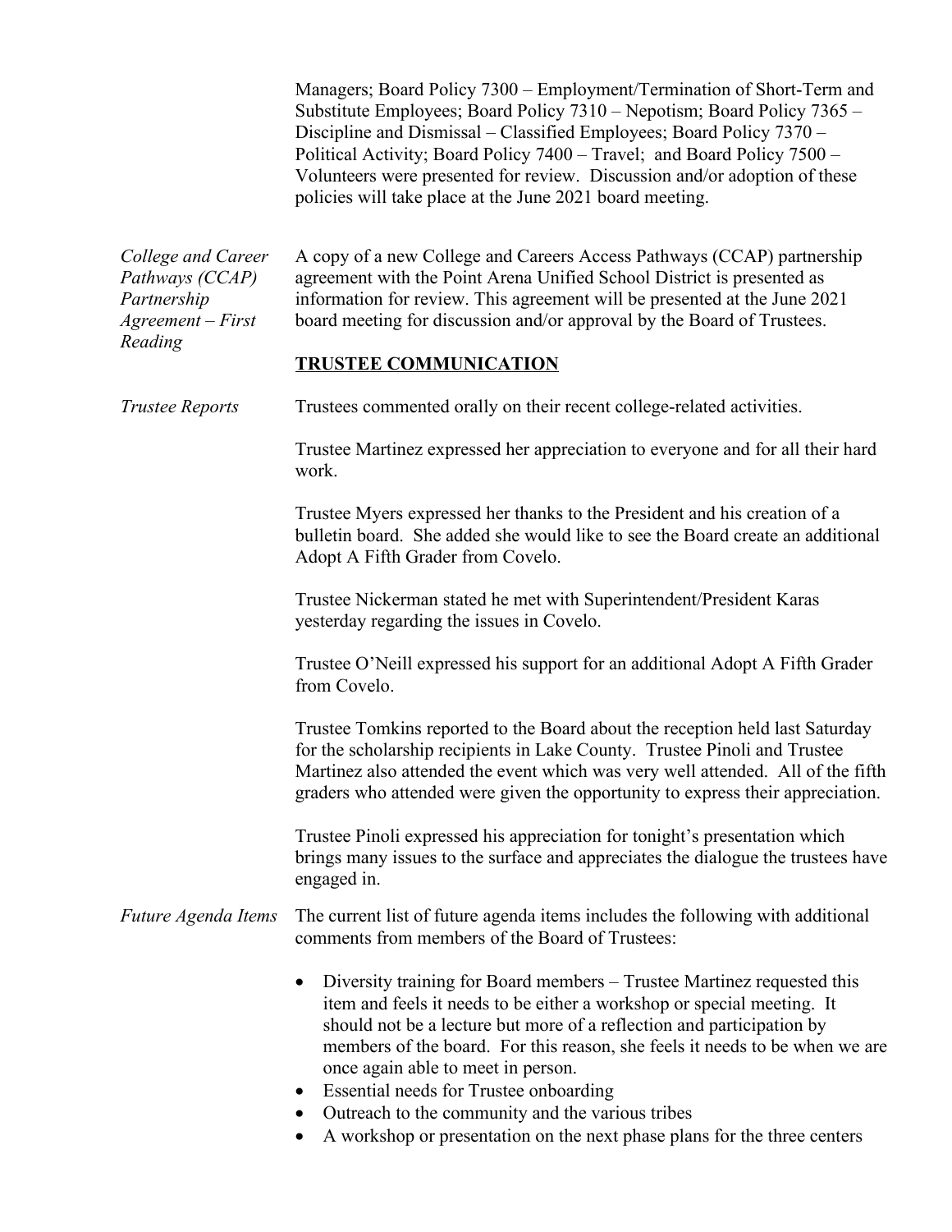Managers; Board Policy 7300 – Employment/Termination of Short-Term and Substitute Employees; Board Policy 7310 – Nepotism; Board Policy 7365 – Discipline and Dismissal – Classified Employees; Board Policy 7370 – Political Activity; Board Policy 7400 – Travel; and Board Policy 7500 – Volunteers were presented for review. Discussion and/or adoption of these policies will take place at the June 2021 board meeting.

*College and Career Pathways (CCAP) Partnership Agreement – First Reading*

A copy of a new College and Careers Access Pathways (CCAP) partnership agreement with the Point Arena Unified School District is presented as information for review. This agreement will be presented at the June 2021 board meeting for discussion and/or approval by the Board of Trustees.

## TRUSTEE COMMUNICATION

*Trustee Reports*

Trustees commented orally on their recent college-related activities.

Trustee Martinez expressed her appreciation to everyone and for all their hard work.

Trustee Myers expressed her thanks to the President and his creation of a bulletin board. She added she would like to see the Board create an additional Adopt A Fifth Grader from Covelo.

Trustee Nickerman stated he met with Superintendent/President Karas yesterday regarding the issues in Covelo.

Trustee O'Neill expressed his support for an additional Adopt A Fifth Grader from Covelo.

Trustee Tomkins reported to the Board about the reception held last Saturday for the scholarship recipients in Lake County. Trustee Pinoli and Trustee Martinez also attended the event which was very well attended. All of the fifth graders who attended were given the opportunity to express their appreciation.

Trustee Pinoli expressed his appreciation for tonight's presentation which brings many issues to the surface and appreciates the dialogue the trustees have engaged in.

*Future Agenda Items*

The current list of future agenda items includes the following with additional comments from members of the Board of Trustees:

- Diversity training for Board members – Trustee Martinez requested this item and feels it needs to be either a workshop or special meeting. It should not be a lecture but more of a reflection and participation by members of the board. For this reason, she feels it needs to be when we are once again able to meet in person.
- Essential needs for Trustee onboarding
- Outreach to the community and the various tribes
- A workshop or presentation on the next phase plans for the three centers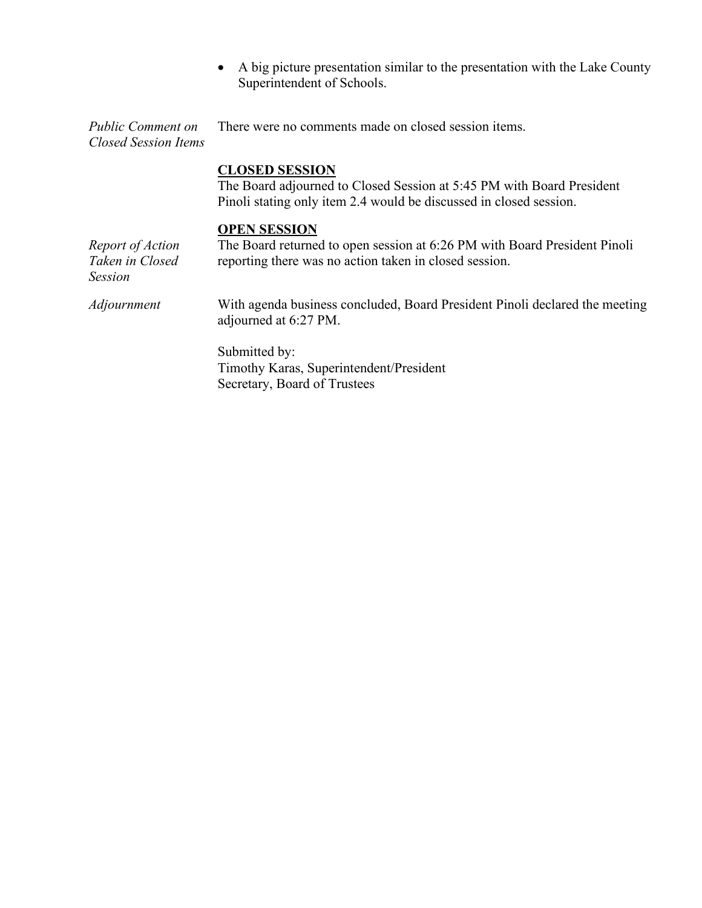- A big picture presentation similar to the presentation with the Lake County Superintendent of Schools.

*Public Comment on Closed Session Items*

There were no comments made on closed session items.

**CLOSED SESSION**

The Board adjourned to Closed Session at 5:45 PM with Board President Pinoli stating only item 2.4 would be discussed in closed session.

**OPEN SESSION**

*Report of Action Taken in Closed Session*

The Board returned to open session at 6:26 PM with Board President Pinoli reporting there was no action taken in closed session.

*Adjournment*

With agenda business concluded, Board President Pinoli declared the meeting adjourned at 6:27 PM.

Submitted by:
Timothy Karas, Superintendent/President
Secretary, Board of Trustees